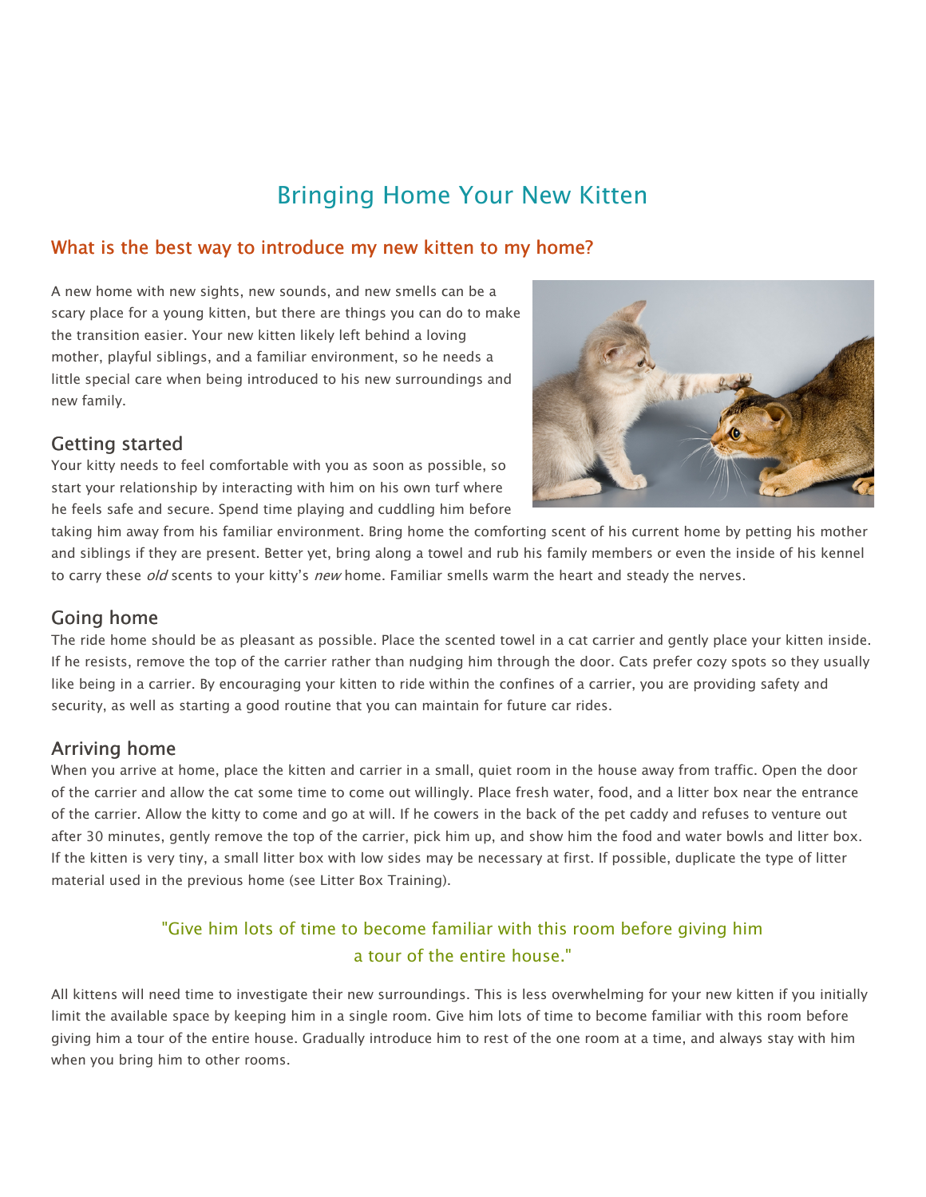# Bringing Home Your New Kitten

## What is the best way to introduce my new kitten to my home?

A new home with new sights, new sounds, and new smells can be a scary place for a young kitten, but there are things you can do to make the transition easier. Your new kitten likely left behind a loving mother, playful siblings, and a familiar environment, so he needs a little special care when being introduced to his new surroundings and new family.

### Getting started

Your kitty needs to feel comfortable with you as soon as possible, so start your relationship by interacting with him on his own turf where he feels safe and secure. Spend time playing and cuddling him before taking him away from his familiar environment. Bring home the comforting scent of his current home by petting his mother and siblings if they are present. Better yet, bring along a towel and rub his family members or even the inside of his kennel to carry these *old* scents to your kitty's *new* home. Familiar smells warm the heart and steady the nerves.

### Going home

The ride home should be as pleasant as possible. Place the scented towel in a cat carrier and gently place your kitten inside. If he resists, remove the top of the carrier rather than nudging him through the door. Cats prefer cozy spots so they usually like being in a carrier. By encouraging your kitten to ride within the confines of a carrier, you are providing safety and security, as well as starting a good routine that you can maintain for future car rides.

### Arriving home

When you arrive at home, place the kitten and carrier in a small, quiet room in the house away from traffic. Open the door of the carrier and allow the cat some time to come out willingly. Place fresh water, food, and a litter box near the entrance of the carrier. Allow the kitty to come and go at will. If he cowers in the back of the pet caddy and refuses to venture out after 30 minutes, gently remove the top of the carrier, pick him up, and show him the food and water bowls and litter box. If the kitten is very tiny, a small litter box with low sides may be necessary at first. If possible, duplicate the type of litter material used in the previous home (see Litter Box Training).

> "Give him lots of time to become familiar with this room before giving him a tour of the entire house."

All kittens will need time to investigate their new surroundings. This is less overwhelming for your new kitten if you initially limit the available space by keeping him in a single room. Give him lots of time to become familiar with this room before giving him a tour of the entire house. Gradually introduce him to rest of the one room at a time, and always stay with him when you bring him to other rooms.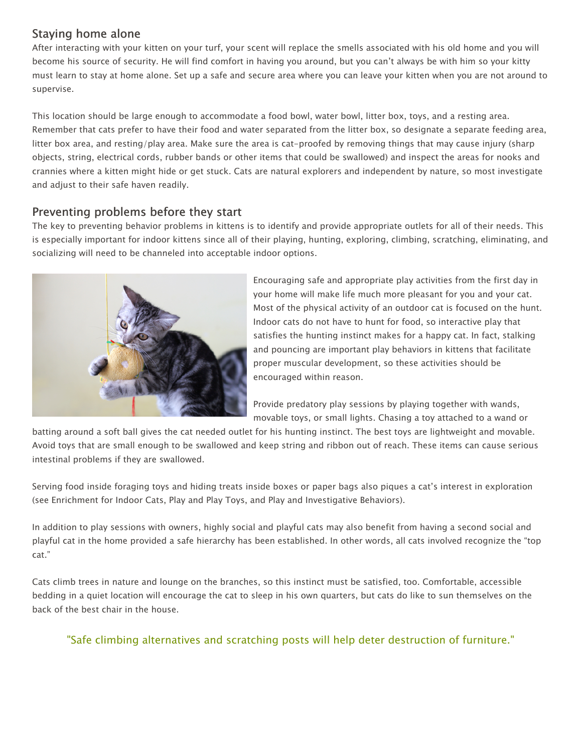## Staying home alone

After interacting with your kitten on your turf, your scent will replace the smells associated with his old home and you will become his source of security. He will find comfort in having you around, but you can't always be with him so your kitty must learn to stay at home alone. Set up a safe and secure area where you can leave your kitten when you are not around to supervise.

This location should be large enough to accommodate a food bowl, water bowl, litter box, toys, and a resting area. Remember that cats prefer to have their food and water separated from the litter box, so designate a separate feeding area, litter box area, and resting/play area. Make sure the area is cat-proofed by removing things that may cause injury (sharp objects, string, electrical cords, rubber bands or other items that could be swallowed) and inspect the areas for nooks and crannies where a kitten might hide or get stuck. Cats are natural explorers and independent by nature, so most investigate and adjust to their safe haven readily.

## Preventing problems before they start

The key to preventing behavior problems in kittens is to identify and provide appropriate outlets for all of their needs. This is especially important for indoor kittens since all of their playing, hunting, exploring, climbing, scratching, eliminating, and socializing will need to be channeled into acceptable indoor options.

Encouraging safe and appropriate play activities from the first day in your home will make life much more pleasant for you and your cat. Most of the physical activity of an outdoor cat is focused on the hunt. Indoor cats do not have to hunt for food, so interactive play that satisfies the hunting instinct makes for a happy cat. In fact, stalking and pouncing are important play behaviors in kittens that facilitate proper muscular development, so these activities should be encouraged within reason.

Provide predatory play sessions by playing together with wands, movable toys, or small lights. Chasing a toy attached to a wand or batting around a soft ball gives the cat needed outlet for his hunting instinct. The best toys are lightweight and movable. Avoid toys that are small enough to be swallowed and keep string and ribbon out of reach. These items can cause serious intestinal problems if they are swallowed.

Serving food inside foraging toys and hiding treats inside boxes or paper bags also piques a cat's interest in exploration (see Enrichment for Indoor Cats, Play and Play Toys, and Play and Investigative Behaviors).

In addition to play sessions with owners, highly social and playful cats may also benefit from having a second social and playful cat in the home provided a safe hierarchy has been established. In other words, all cats involved recognize the "top cat."

Cats climb trees in nature and lounge on the branches, so this instinct must be satisfied, too. Comfortable, accessible bedding in a quiet location will encourage the cat to sleep in his own quarters, but cats do like to sun themselves on the back of the best chair in the house.

"Safe climbing alternatives and scratching posts will help deter destruction of furniture."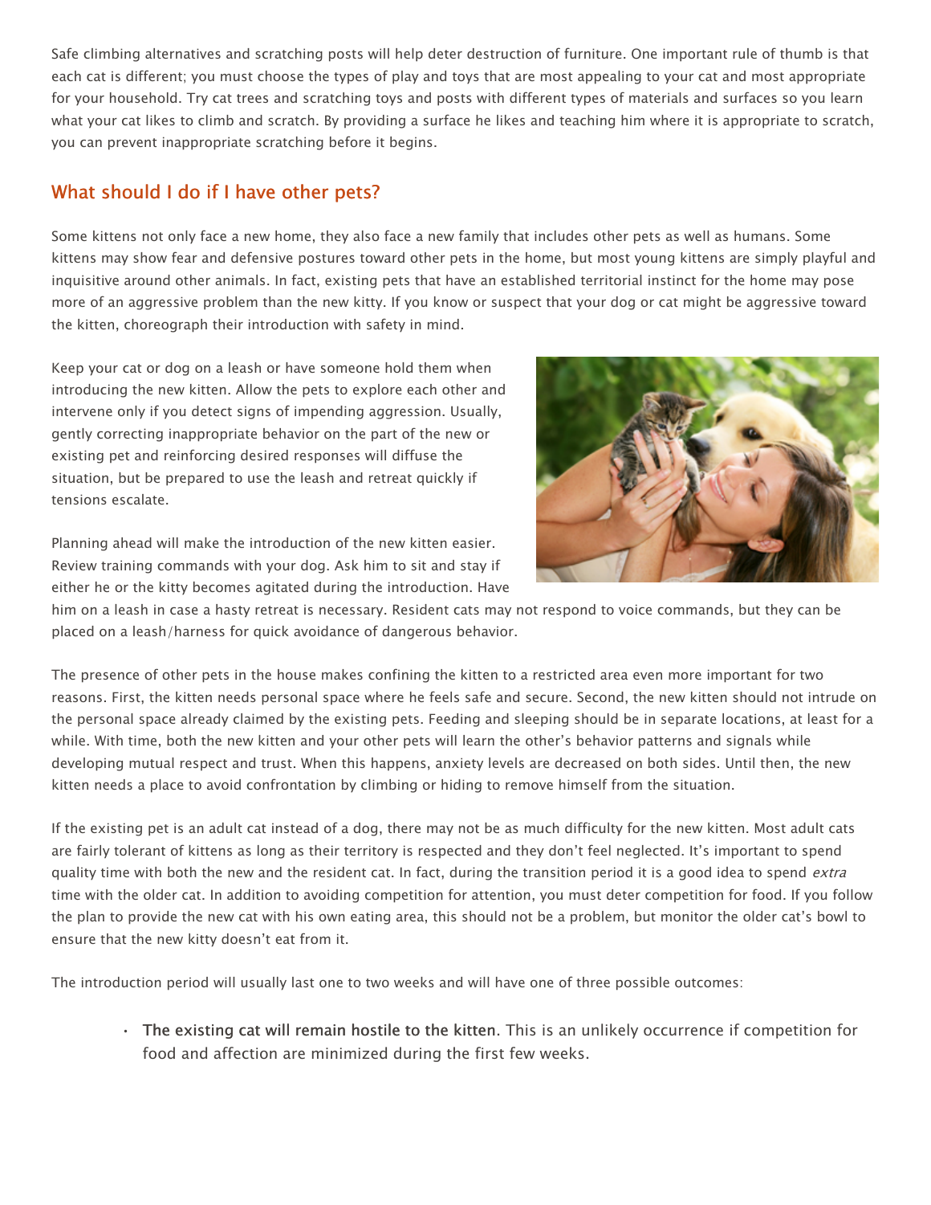Safe climbing alternatives and scratching posts will help deter destruction of furniture. One important rule of thumb is that each cat is different; you must choose the types of play and toys that are most appealing to your cat and most appropriate for your household. Try cat trees and scratching toys and posts with different types of materials and surfaces so you learn what your cat likes to climb and scratch. By providing a surface he likes and teaching him where it is appropriate to scratch, you can prevent inappropriate scratching before it begins.

## What should I do if I have other pets?

Some kittens not only face a new home, they also face a new family that includes other pets as well as humans. Some kittens may show fear and defensive postures toward other pets in the home, but most young kittens are simply playful and inquisitive around other animals. In fact, existing pets that have an established territorial instinct for the home may pose more of an aggressive problem than the new kitty. If you know or suspect that your dog or cat might be aggressive toward the kitten, choreograph their introduction with safety in mind.

Keep your cat or dog on a leash or have someone hold them when introducing the new kitten. Allow the pets to explore each other and intervene only if you detect signs of impending aggression. Usually, gently correcting inappropriate behavior on the part of the new or existing pet and reinforcing desired responses will diffuse the situation, but be prepared to use the leash and retreat quickly if tensions escalate.

Planning ahead will make the introduction of the new kitten easier. Review training commands with your dog. Ask him to sit and stay if either he or the kitty becomes agitated during the introduction. Have him on a leash in case a hasty retreat is necessary. Resident cats may not respond to voice commands, but they can be placed on a leash/harness for quick avoidance of dangerous behavior.

The presence of other pets in the house makes confining the kitten to a restricted area even more important for two reasons. First, the kitten needs personal space where he feels safe and secure. Second, the new kitten should not intrude on the personal space already claimed by the existing pets. Feeding and sleeping should be in separate locations, at least for a while. With time, both the new kitten and your other pets will learn the other's behavior patterns and signals while developing mutual respect and trust. When this happens, anxiety levels are decreased on both sides. Until then, the new kitten needs a place to avoid confrontation by climbing or hiding to remove himself from the situation.

If the existing pet is an adult cat instead of a dog, there may not be as much difficulty for the new kitten. Most adult cats are fairly tolerant of kittens as long as their territory is respected and they don't feel neglected. It's important to spend quality time with both the new and the resident cat. In fact, during the transition period it is a good idea to spend *extra* time with the older cat. In addition to avoiding competition for attention, you must deter competition for food. If you follow the plan to provide the new cat with his own eating area, this should not be a problem, but monitor the older cat's bowl to ensure that the new kitty doesn't eat from it.

The introduction period will usually last one to two weeks and will have one of three possible outcomes:

- **The existing cat will remain hostile to the kitten**. This is an unlikely occurrence if competition for food and affection are minimized during the first few weeks.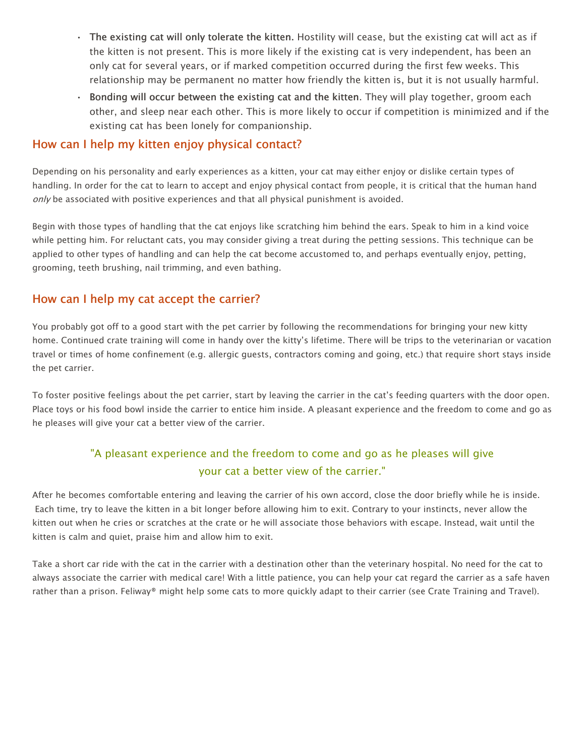- **The existing cat will only tolerate the kitten.** Hostility will cease, but the existing cat will act as if the kitten is not present. This is more likely if the existing cat is very independent, has been an only cat for several years, or if marked competition occurred during the first few weeks. This relationship may be permanent no matter how friendly the kitten is, but it is not usually harmful.
- **Bonding will occur between the existing cat and the kitten**. They will play together, groom each other, and sleep near each other. This is more likely to occur if competition is minimized and if the existing cat has been lonely for companionship.

## How can I help my kitten enjoy physical contact?

Depending on his personality and early experiences as a kitten, your cat may either enjoy or dislike certain types of handling. In order for the cat to learn to accept and enjoy physical contact from people, it is critical that the human hand *only* be associated with positive experiences and that all physical punishment is avoided.

Begin with those types of handling that the cat enjoys like scratching him behind the ears. Speak to him in a kind voice while petting him. For reluctant cats, you may consider giving a treat during the petting sessions. This technique can be applied to other types of handling and can help the cat become accustomed to, and perhaps eventually enjoy, petting, grooming, teeth brushing, nail trimming, and even bathing.

## How can I help my cat accept the carrier?

You probably got off to a good start with the pet carrier by following the recommendations for bringing your new kitty home. Continued crate training will come in handy over the kitty's lifetime. There will be trips to the veterinarian or vacation travel or times of home confinement (e.g. allergic guests, contractors coming and going, etc.) that require short stays inside the pet carrier.

To foster positive feelings about the pet carrier, start by leaving the carrier in the cat's feeding quarters with the door open. Place toys or his food bowl inside the carrier to entice him inside. A pleasant experience and the freedom to come and go as he pleases will give your cat a better view of the carrier.

> "A pleasant experience and the freedom to come and go as he pleases will give your cat a better view of the carrier."

After he becomes comfortable entering and leaving the carrier of his own accord, close the door briefly while he is inside. Each time, try to leave the kitten in a bit longer before allowing him to exit. Contrary to your instincts, never allow the kitten out when he cries or scratches at the crate or he will associate those behaviors with escape. Instead, wait until the kitten is calm and quiet, praise him and allow him to exit.

Take a short car ride with the cat in the carrier with a destination other than the veterinary hospital. No need for the cat to always associate the carrier with medical care! With a little patience, you can help your cat regard the carrier as a safe haven rather than a prison. Feliway® might help some cats to more quickly adapt to their carrier (see Crate Training and Travel).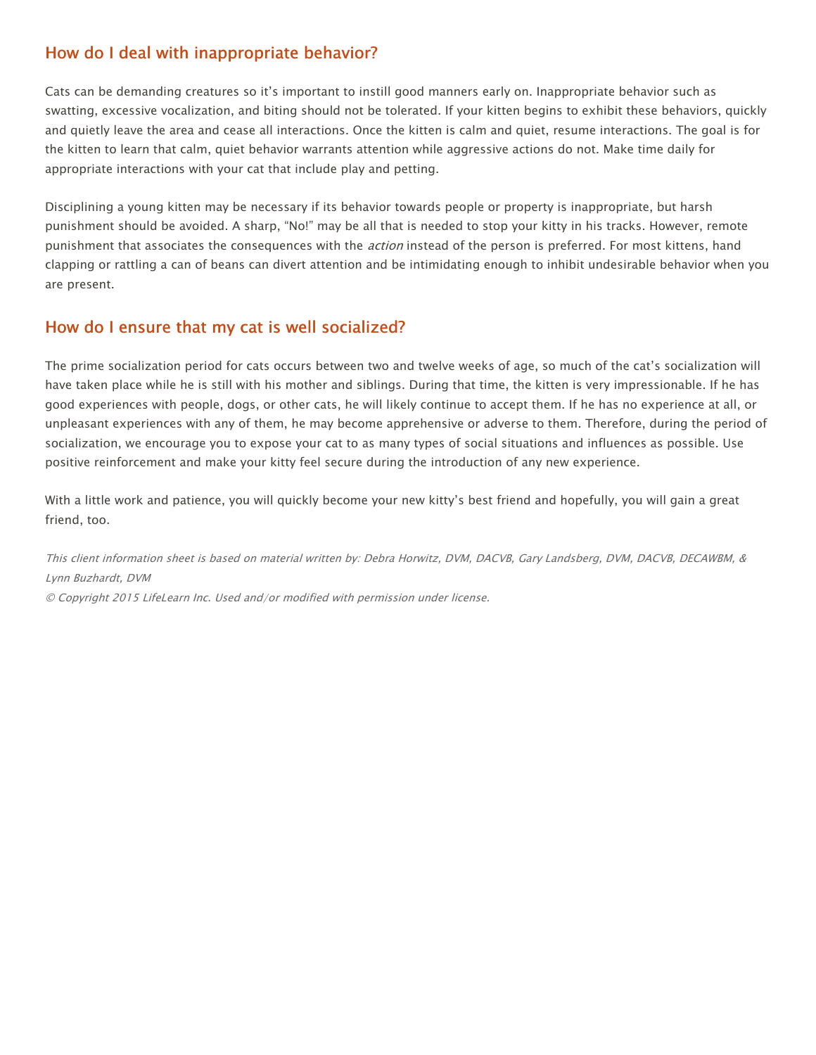## How do I deal with inappropriate behavior?

Cats can be demanding creatures so it's important to instill good manners early on. Inappropriate behavior such as swatting, excessive vocalization, and biting should not be tolerated. If your kitten begins to exhibit these behaviors, quickly and quietly leave the area and cease all interactions. Once the kitten is calm and quiet, resume interactions. The goal is for the kitten to learn that calm, quiet behavior warrants attention while aggressive actions do not. Make time daily for appropriate interactions with your cat that include play and petting.

Disciplining a young kitten may be necessary if its behavior towards people or property is inappropriate, but harsh punishment should be avoided. A sharp, "No!" may be all that is needed to stop your kitty in his tracks. However, remote punishment that associates the consequences with the *action* instead of the person is preferred. For most kittens, hand clapping or rattling a can of beans can divert attention and be intimidating enough to inhibit undesirable behavior when you are present.

## How do I ensure that my cat is well socialized?

The prime socialization period for cats occurs between two and twelve weeks of age, so much of the cat's socialization will have taken place while he is still with his mother and siblings. During that time, the kitten is very impressionable. If he has good experiences with people, dogs, or other cats, he will likely continue to accept them. If he has no experience at all, or unpleasant experiences with any of them, he may become apprehensive or adverse to them. Therefore, during the period of socialization, we encourage you to expose your cat to as many types of social situations and influences as possible. Use positive reinforcement and make your kitty feel secure during the introduction of any new experience.

With a little work and patience, you will quickly become your new kitty's best friend and hopefully, you will gain a great friend, too.

*This client information sheet is based on material written by: Debra Horwitz, DVM, DACVB, Gary Landsberg, DVM, DACVB, DECAWBM, & Lynn Buzhardt, DVM*

*© Copyright 2015 LifeLearn Inc. Used and/or modified with permission under license.*